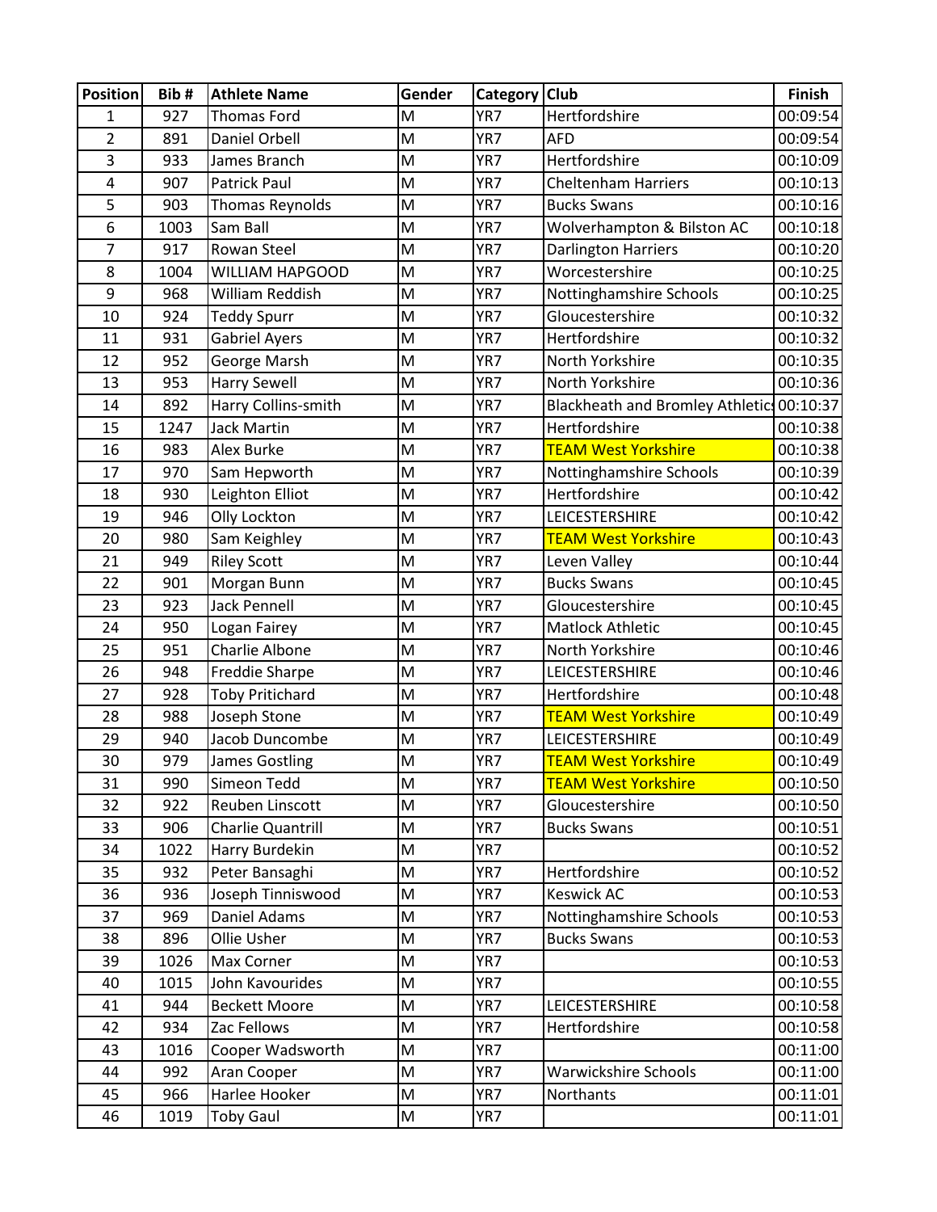| Position | Bib # | Athlete Name | Gender | Category | Club | Finish |
|---|---|---|---|---|---|---|
| 1 | 927 | Thomas Ford | M | YR7 | Hertfordshire | 00:09:54 |
| 2 | 891 | Daniel Orbell | M | YR7 | AFD | 00:09:54 |
| 3 | 933 | James Branch | M | YR7 | Hertfordshire | 00:10:09 |
| 4 | 907 | Patrick Paul | M | YR7 | Cheltenham Harriers | 00:10:13 |
| 5 | 903 | Thomas Reynolds | M | YR7 | Bucks Swans | 00:10:16 |
| 6 | 1003 | Sam Ball | M | YR7 | Wolverhampton & Bilston AC | 00:10:18 |
| 7 | 917 | Rowan Steel | M | YR7 | Darlington Harriers | 00:10:20 |
| 8 | 1004 | WILLIAM HAPGOOD | M | YR7 | Worcestershire | 00:10:25 |
| 9 | 968 | William Reddish | M | YR7 | Nottinghamshire Schools | 00:10:25 |
| 10 | 924 | Teddy Spurr | M | YR7 | Gloucestershire | 00:10:32 |
| 11 | 931 | Gabriel Ayers | M | YR7 | Hertfordshire | 00:10:32 |
| 12 | 952 | George Marsh | M | YR7 | North Yorkshire | 00:10:35 |
| 13 | 953 | Harry Sewell | M | YR7 | North Yorkshire | 00:10:36 |
| 14 | 892 | Harry Collins-smith | M | YR7 | Blackheath and Bromley Athletics | 00:10:37 |
| 15 | 1247 | Jack Martin | M | YR7 | Hertfordshire | 00:10:38 |
| 16 | 983 | Alex Burke | M | YR7 | TEAM West Yorkshire | 00:10:38 |
| 17 | 970 | Sam Hepworth | M | YR7 | Nottinghamshire Schools | 00:10:39 |
| 18 | 930 | Leighton Elliot | M | YR7 | Hertfordshire | 00:10:42 |
| 19 | 946 | Olly Lockton | M | YR7 | LEICESTERSHIRE | 00:10:42 |
| 20 | 980 | Sam Keighley | M | YR7 | TEAM West Yorkshire | 00:10:43 |
| 21 | 949 | Riley Scott | M | YR7 | Leven Valley | 00:10:44 |
| 22 | 901 | Morgan Bunn | M | YR7 | Bucks Swans | 00:10:45 |
| 23 | 923 | Jack Pennell | M | YR7 | Gloucestershire | 00:10:45 |
| 24 | 950 | Logan Fairey | M | YR7 | Matlock Athletic | 00:10:45 |
| 25 | 951 | Charlie Albone | M | YR7 | North Yorkshire | 00:10:46 |
| 26 | 948 | Freddie Sharpe | M | YR7 | LEICESTERSHIRE | 00:10:46 |
| 27 | 928 | Toby Pritichard | M | YR7 | Hertfordshire | 00:10:48 |
| 28 | 988 | Joseph Stone | M | YR7 | TEAM West Yorkshire | 00:10:49 |
| 29 | 940 | Jacob Duncombe | M | YR7 | LEICESTERSHIRE | 00:10:49 |
| 30 | 979 | James Gostling | M | YR7 | TEAM West Yorkshire | 00:10:49 |
| 31 | 990 | Simeon Tedd | M | YR7 | TEAM West Yorkshire | 00:10:50 |
| 32 | 922 | Reuben Linscott | M | YR7 | Gloucestershire | 00:10:50 |
| 33 | 906 | Charlie Quantrill | M | YR7 | Bucks Swans | 00:10:51 |
| 34 | 1022 | Harry Burdekin | M | YR7 | | 00:10:52 |
| 35 | 932 | Peter Bansaghi | M | YR7 | Hertfordshire | 00:10:52 |
| 36 | 936 | Joseph Tinniswood | M | YR7 | Keswick AC | 00:10:53 |
| 37 | 969 | Daniel Adams | M | YR7 | Nottinghamshire Schools | 00:10:53 |
| 38 | 896 | Ollie Usher | M | YR7 | Bucks Swans | 00:10:53 |
| 39 | 1026 | Max Corner | M | YR7 | | 00:10:53 |
| 40 | 1015 | John Kavourides | M | YR7 | | 00:10:55 |
| 41 | 944 | Beckett Moore | M | YR7 | LEICESTERSHIRE | 00:10:58 |
| 42 | 934 | Zac Fellows | M | YR7 | Hertfordshire | 00:10:58 |
| 43 | 1016 | Cooper Wadsworth | M | YR7 | | 00:11:00 |
| 44 | 992 | Aran Cooper | M | YR7 | Warwickshire Schools | 00:11:00 |
| 45 | 966 | Harlee Hooker | M | YR7 | Northants | 00:11:01 |
| 46 | 1019 | Toby Gaul | M | YR7 | | 00:11:01 |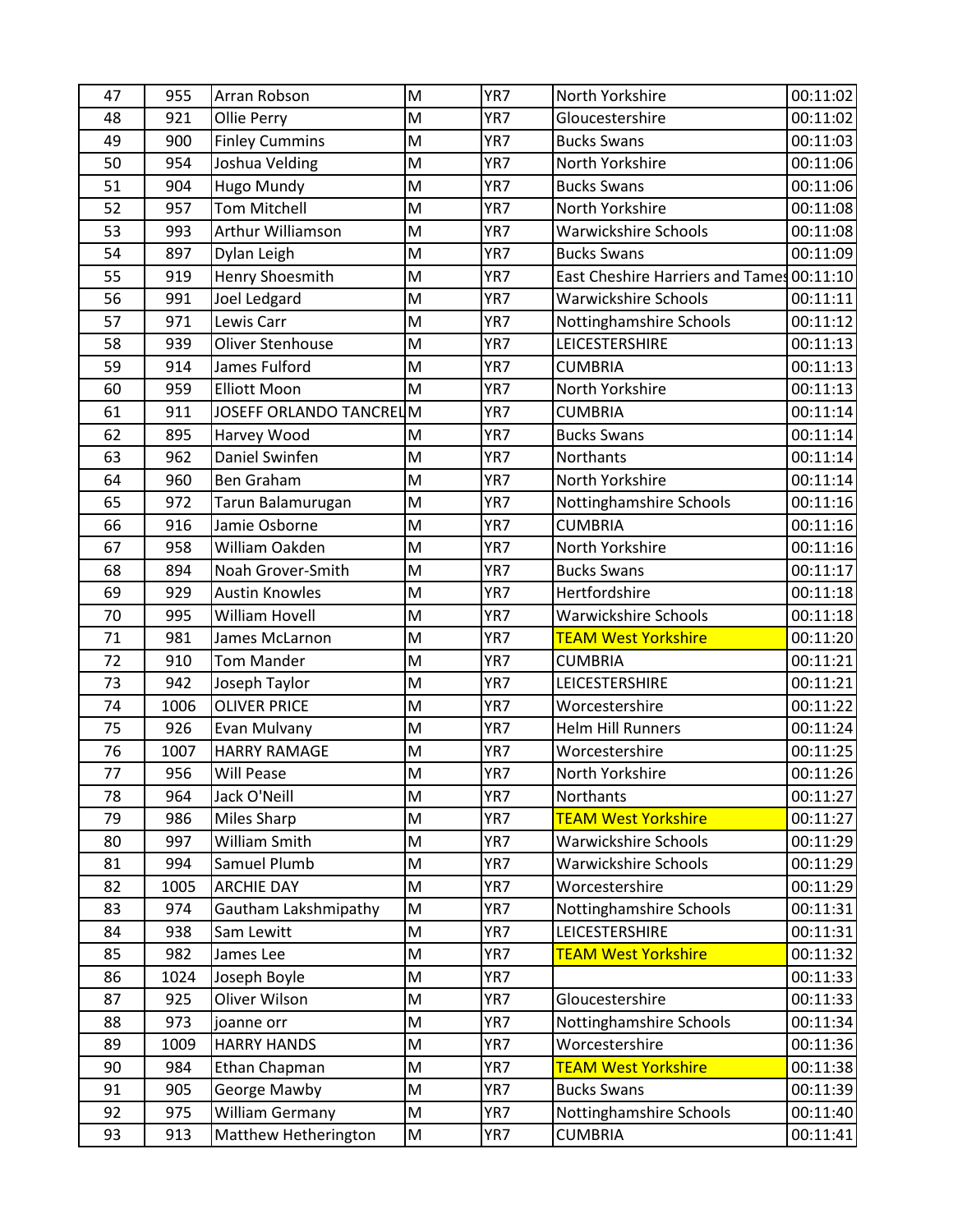| 47 | 955 | Arran Robson | M | YR7 | North Yorkshire | 00:11:02 |
|---|---|---|---|---|---|---|
| 48 | 921 | Ollie Perry | M | YR7 | Gloucestershire | 00:11:02 |
| 49 | 900 | Finley Cummins | M | YR7 | Bucks Swans | 00:11:03 |
| 50 | 954 | Joshua Velding | M | YR7 | North Yorkshire | 00:11:06 |
| 51 | 904 | Hugo Mundy | M | YR7 | Bucks Swans | 00:11:06 |
| 52 | 957 | Tom Mitchell | M | YR7 | North Yorkshire | 00:11:08 |
| 53 | 993 | Arthur Williamson | M | YR7 | Warwickshire Schools | 00:11:08 |
| 54 | 897 | Dylan Leigh | M | YR7 | Bucks Swans | 00:11:09 |
| 55 | 919 | Henry Shoesmith | M | YR7 | East Cheshire Harriers and Tames | 00:11:10 |
| 56 | 991 | Joel Ledgard | M | YR7 | Warwickshire Schools | 00:11:11 |
| 57 | 971 | Lewis Carr | M | YR7 | Nottinghamshire Schools | 00:11:12 |
| 58 | 939 | Oliver Stenhouse | M | YR7 | LEICESTERSHIRE | 00:11:13 |
| 59 | 914 | James Fulford | M | YR7 | CUMBRIA | 00:11:13 |
| 60 | 959 | Elliott Moon | M | YR7 | North Yorkshire | 00:11:13 |
| 61 | 911 | JOSEFF ORLANDO TANCREL | M | YR7 | CUMBRIA | 00:11:14 |
| 62 | 895 | Harvey Wood | M | YR7 | Bucks Swans | 00:11:14 |
| 63 | 962 | Daniel Swinfen | M | YR7 | Northants | 00:11:14 |
| 64 | 960 | Ben Graham | M | YR7 | North Yorkshire | 00:11:14 |
| 65 | 972 | Tarun Balamurugan | M | YR7 | Nottinghamshire Schools | 00:11:16 |
| 66 | 916 | Jamie Osborne | M | YR7 | CUMBRIA | 00:11:16 |
| 67 | 958 | William Oakden | M | YR7 | North Yorkshire | 00:11:16 |
| 68 | 894 | Noah Grover-Smith | M | YR7 | Bucks Swans | 00:11:17 |
| 69 | 929 | Austin Knowles | M | YR7 | Hertfordshire | 00:11:18 |
| 70 | 995 | William Hovell | M | YR7 | Warwickshire Schools | 00:11:18 |
| 71 | 981 | James McLarnon | M | YR7 | TEAM West Yorkshire | 00:11:20 |
| 72 | 910 | Tom Mander | M | YR7 | CUMBRIA | 00:11:21 |
| 73 | 942 | Joseph Taylor | M | YR7 | LEICESTERSHIRE | 00:11:21 |
| 74 | 1006 | OLIVER PRICE | M | YR7 | Worcestershire | 00:11:22 |
| 75 | 926 | Evan Mulvany | M | YR7 | Helm Hill Runners | 00:11:24 |
| 76 | 1007 | HARRY RAMAGE | M | YR7 | Worcestershire | 00:11:25 |
| 77 | 956 | Will Pease | M | YR7 | North Yorkshire | 00:11:26 |
| 78 | 964 | Jack O'Neill | M | YR7 | Northants | 00:11:27 |
| 79 | 986 | Miles Sharp | M | YR7 | TEAM West Yorkshire | 00:11:27 |
| 80 | 997 | William Smith | M | YR7 | Warwickshire Schools | 00:11:29 |
| 81 | 994 | Samuel Plumb | M | YR7 | Warwickshire Schools | 00:11:29 |
| 82 | 1005 | ARCHIE DAY | M | YR7 | Worcestershire | 00:11:29 |
| 83 | 974 | Gautham Lakshmipathy | M | YR7 | Nottinghamshire Schools | 00:11:31 |
| 84 | 938 | Sam Lewitt | M | YR7 | LEICESTERSHIRE | 00:11:31 |
| 85 | 982 | James Lee | M | YR7 | TEAM West Yorkshire | 00:11:32 |
| 86 | 1024 | Joseph Boyle | M | YR7 | | 00:11:33 |
| 87 | 925 | Oliver Wilson | M | YR7 | Gloucestershire | 00:11:33 |
| 88 | 973 | joanne orr | M | YR7 | Nottinghamshire Schools | 00:11:34 |
| 89 | 1009 | HARRY HANDS | M | YR7 | Worcestershire | 00:11:36 |
| 90 | 984 | Ethan Chapman | M | YR7 | TEAM West Yorkshire | 00:11:38 |
| 91 | 905 | George Mawby | M | YR7 | Bucks Swans | 00:11:39 |
| 92 | 975 | William Germany | M | YR7 | Nottinghamshire Schools | 00:11:40 |
| 93 | 913 | Matthew Hetherington | M | YR7 | CUMBRIA | 00:11:41 |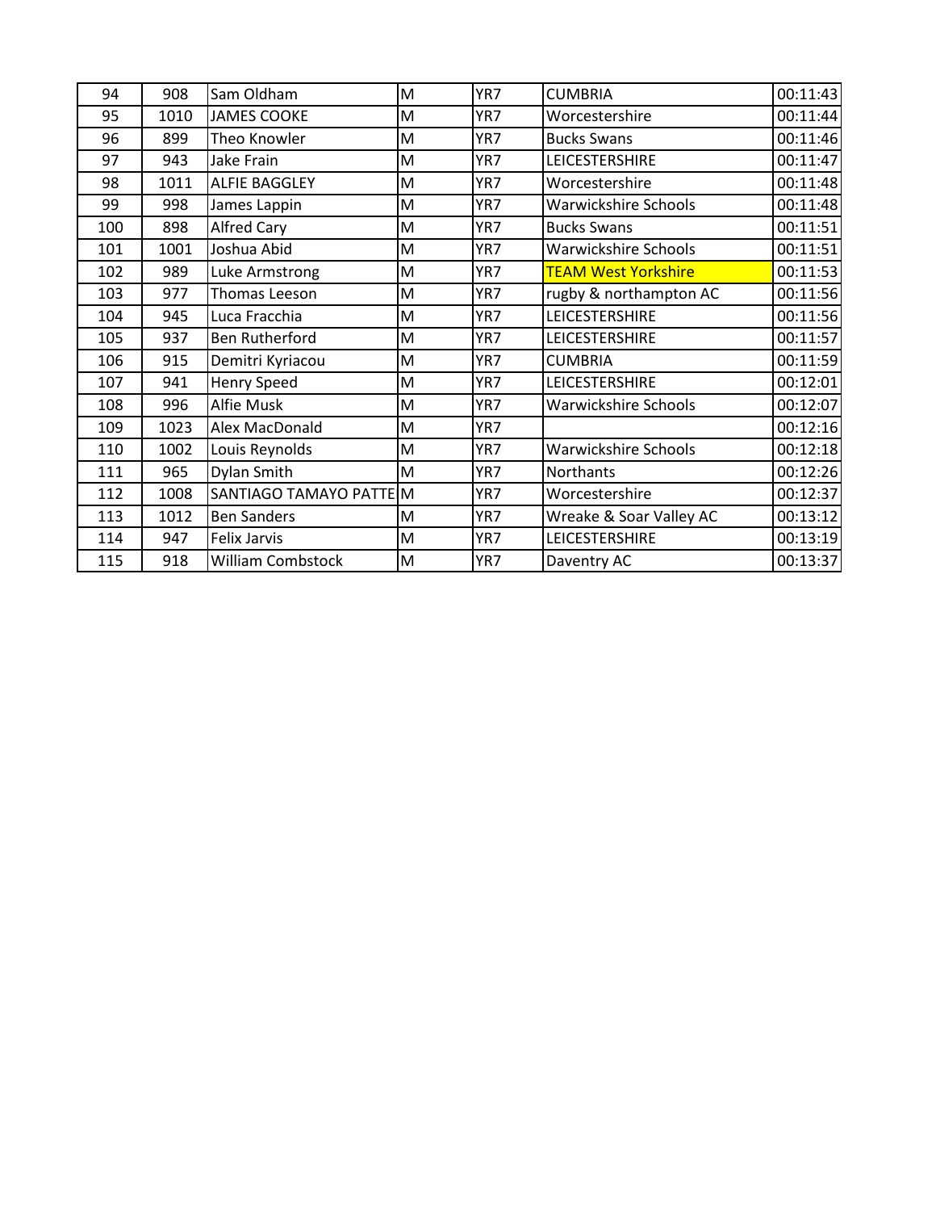| | | | | | | |
|---|---|---|---|---|---|---|
| 94 | 908 | Sam Oldham | M | YR7 | CUMBRIA | 00:11:43 |
| 95 | 1010 | JAMES COOKE | M | YR7 | Worcestershire | 00:11:44 |
| 96 | 899 | Theo Knowler | M | YR7 | Bucks Swans | 00:11:46 |
| 97 | 943 | Jake Frain | M | YR7 | LEICESTERSHIRE | 00:11:47 |
| 98 | 1011 | ALFIE BAGGLEY | M | YR7 | Worcestershire | 00:11:48 |
| 99 | 998 | James Lappin | M | YR7 | Warwickshire Schools | 00:11:48 |
| 100 | 898 | Alfred Cary | M | YR7 | Bucks Swans | 00:11:51 |
| 101 | 1001 | Joshua Abid | M | YR7 | Warwickshire Schools | 00:11:51 |
| 102 | 989 | Luke Armstrong | M | YR7 | TEAM West Yorkshire | 00:11:53 |
| 103 | 977 | Thomas Leeson | M | YR7 | rugby & northampton AC | 00:11:56 |
| 104 | 945 | Luca Fracchia | M | YR7 | LEICESTERSHIRE | 00:11:56 |
| 105 | 937 | Ben Rutherford | M | YR7 | LEICESTERSHIRE | 00:11:57 |
| 106 | 915 | Demitri Kyriacou | M | YR7 | CUMBRIA | 00:11:59 |
| 107 | 941 | Henry Speed | M | YR7 | LEICESTERSHIRE | 00:12:01 |
| 108 | 996 | Alfie Musk | M | YR7 | Warwickshire Schools | 00:12:07 |
| 109 | 1023 | Alex MacDonald | M | YR7 | | 00:12:16 |
| 110 | 1002 | Louis Reynolds | M | YR7 | Warwickshire Schools | 00:12:18 |
| 111 | 965 | Dylan Smith | M | YR7 | Northants | 00:12:26 |
| 112 | 1008 | SANTIAGO TAMAYO PATTE | M | YR7 | Worcestershire | 00:12:37 |
| 113 | 1012 | Ben Sanders | M | YR7 | Wreake & Soar Valley AC | 00:13:12 |
| 114 | 947 | Felix Jarvis | M | YR7 | LEICESTERSHIRE | 00:13:19 |
| 115 | 918 | William Combstock | M | YR7 | Daventry AC | 00:13:37 |